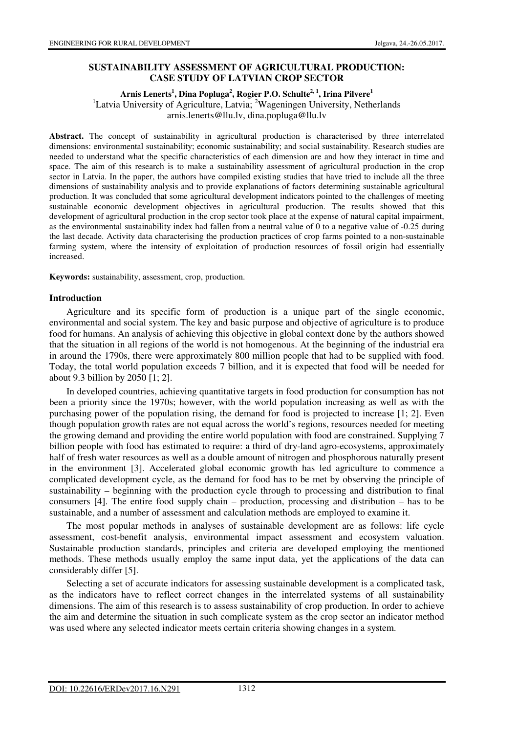# SUSTAINABILITY ASSESSMENT OF AGRICULTURAL PRODUCTION: CASE STUDY OF LATVIAN CROP SECTOR

**Arnis Lenerts[1], Dina Popluga[2], Rogier P.O. Schulte[2, 1], Irina Pilvere[1]**

[1]Latvia University of Agriculture, Latvia; [2]Wageningen University, Netherlands

arnis.lenerts@llu.lv, dina.popluga@llu.lv

**Abstract.** The concept of sustainability in agricultural production is characterised by three interrelated dimensions: environmental sustainability; economic sustainability; and social sustainability. Research studies are needed to understand what the specific characteristics of each dimension are and how they interact in time and space. The aim of this research is to make a sustainability assessment of agricultural production in the crop sector in Latvia. In the paper, the authors have compiled existing studies that have tried to include all the three dimensions of sustainability analysis and to provide explanations of factors determining sustainable agricultural production. It was concluded that some agricultural development indicators pointed to the challenges of meeting sustainable economic development objectives in agricultural production. The results showed that this development of agricultural production in the crop sector took place at the expense of natural capital impairment, as the environmental sustainability index had fallen from a neutral value of 0 to a negative value of -0.25 during the last decade. Activity data characterising the production practices of crop farms pointed to a non-sustainable farming system, where the intensity of exploitation of production resources of fossil origin had essentially increased.

**Keywords:** sustainability, assessment, crop, production.

## Introduction

Agriculture and its specific form of production is a unique part of the single economic, environmental and social system. The key and basic purpose and objective of agriculture is to produce food for humans. An analysis of achieving this objective in global context done by the authors showed that the situation in all regions of the world is not homogenous. At the beginning of the industrial era in around the 1790s, there were approximately 800 million people that had to be supplied with food. Today, the total world population exceeds 7 billion, and it is expected that food will be needed for about 9.3 billion by 2050 [1; 2].

In developed countries, achieving quantitative targets in food production for consumption has not been a priority since the 1970s; however, with the world population increasing as well as with the purchasing power of the population rising, the demand for food is projected to increase [1; 2]. Even though population growth rates are not equal across the world's regions, resources needed for meeting the growing demand and providing the entire world population with food are constrained. Supplying 7 billion people with food has estimated to require: a third of dry-land agro-ecosystems, approximately half of fresh water resources as well as a double amount of nitrogen and phosphorous naturally present in the environment [3]. Accelerated global economic growth has led agriculture to commence a complicated development cycle, as the demand for food has to be met by observing the principle of sustainability – beginning with the production cycle through to processing and distribution to final consumers [4]. The entire food supply chain – production, processing and distribution – has to be sustainable, and a number of assessment and calculation methods are employed to examine it.

The most popular methods in analyses of sustainable development are as follows: life cycle assessment, cost-benefit analysis, environmental impact assessment and ecosystem valuation. Sustainable production standards, principles and criteria are developed employing the mentioned methods. These methods usually employ the same input data, yet the applications of the data can considerably differ [5].

Selecting a set of accurate indicators for assessing sustainable development is a complicated task, as the indicators have to reflect correct changes in the interrelated systems of all sustainability dimensions. The aim of this research is to assess sustainability of crop production. In order to achieve the aim and determine the situation in such complicate system as the crop sector an indicator method was used where any selected indicator meets certain criteria showing changes in a system.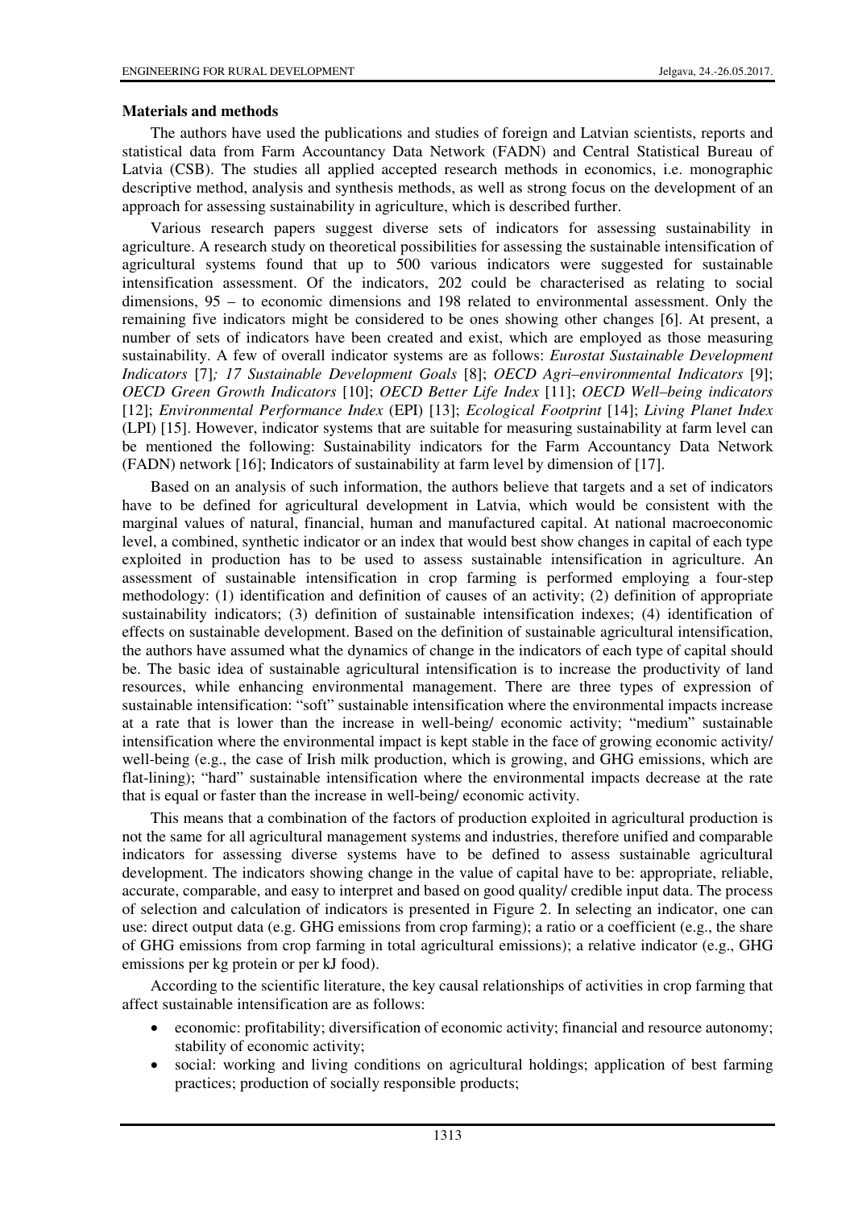## Materials and methods

The authors have used the publications and studies of foreign and Latvian scientists, reports and statistical data from Farm Accountancy Data Network (FADN) and Central Statistical Bureau of Latvia (CSB). The studies all applied accepted research methods in economics, i.e. monographic descriptive method, analysis and synthesis methods, as well as strong focus on the development of an approach for assessing sustainability in agriculture, which is described further.

Various research papers suggest diverse sets of indicators for assessing sustainability in agriculture. A research study on theoretical possibilities for assessing the sustainable intensification of agricultural systems found that up to 500 various indicators were suggested for sustainable intensification assessment. Of the indicators, 202 could be characterised as relating to social dimensions, 95 – to economic dimensions and 198 related to environmental assessment. Only the remaining five indicators might be considered to be ones showing other changes [6]. At present, a number of sets of indicators have been created and exist, which are employed as those measuring sustainability. A few of overall indicator systems are as follows: *Eurostat Sustainable Development Indicators* [7]*; 17 Sustainable Development Goals* [8]; *OECD Agri–environmental Indicators* [9]; *OECD Green Growth Indicators* [10]; *OECD Better Life Index* [11]; *OECD Well–being indicators* [12]; *Environmental Performance Index* (EPI) [13]; *Ecological Footprint* [14]; *Living Planet Index* (LPI) [15]. However, indicator systems that are suitable for measuring sustainability at farm level can be mentioned the following: Sustainability indicators for the Farm Accountancy Data Network (FADN) network [16]; Indicators of sustainability at farm level by dimension of [17].

Based on an analysis of such information, the authors believe that targets and a set of indicators have to be defined for agricultural development in Latvia, which would be consistent with the marginal values of natural, financial, human and manufactured capital. At national macroeconomic level, a combined, synthetic indicator or an index that would best show changes in capital of each type exploited in production has to be used to assess sustainable intensification in agriculture. An assessment of sustainable intensification in crop farming is performed employing a four-step methodology: (1) identification and definition of causes of an activity; (2) definition of appropriate sustainability indicators; (3) definition of sustainable intensification indexes; (4) identification of effects on sustainable development. Based on the definition of sustainable agricultural intensification, the authors have assumed what the dynamics of change in the indicators of each type of capital should be. The basic idea of sustainable agricultural intensification is to increase the productivity of land resources, while enhancing environmental management. There are three types of expression of sustainable intensification: "soft" sustainable intensification where the environmental impacts increase at a rate that is lower than the increase in well-being/ economic activity; "medium" sustainable intensification where the environmental impact is kept stable in the face of growing economic activity/ well-being (e.g., the case of Irish milk production, which is growing, and GHG emissions, which are flat-lining); "hard" sustainable intensification where the environmental impacts decrease at the rate that is equal or faster than the increase in well-being/ economic activity.

This means that a combination of the factors of production exploited in agricultural production is not the same for all agricultural management systems and industries, therefore unified and comparable indicators for assessing diverse systems have to be defined to assess sustainable agricultural development. The indicators showing change in the value of capital have to be: appropriate, reliable, accurate, comparable, and easy to interpret and based on good quality/ credible input data. The process of selection and calculation of indicators is presented in Figure 2. In selecting an indicator, one can use: direct output data (e.g. GHG emissions from crop farming); a ratio or a coefficient (e.g., the share of GHG emissions from crop farming in total agricultural emissions); a relative indicator (e.g., GHG emissions per kg protein or per kJ food).

According to the scientific literature, the key causal relationships of activities in crop farming that affect sustainable intensification are as follows:

- economic: profitability; diversification of economic activity; financial and resource autonomy; stability of economic activity;
- social: working and living conditions on agricultural holdings; application of best farming practices; production of socially responsible products;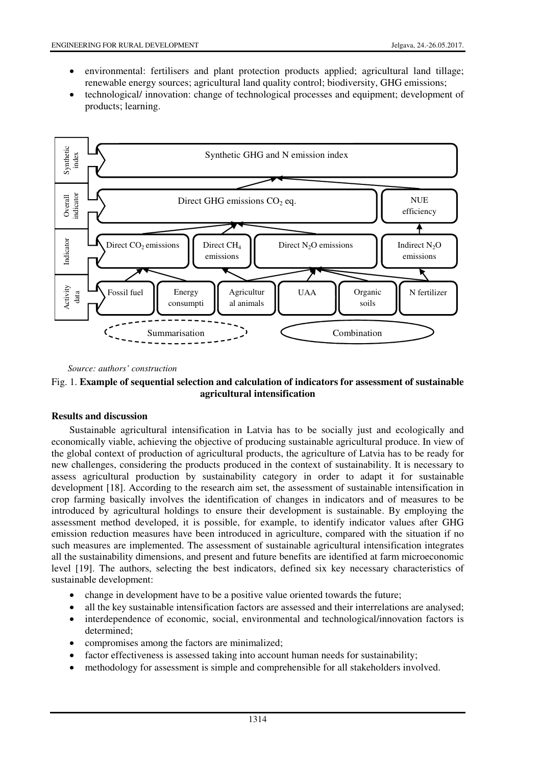- environmental: fertilisers and plant protection products applied; agricultural land tillage; renewable energy sources; agricultural land quality control; biodiversity, GHG emissions;
- technological/ innovation: change of technological processes and equipment; development of products; learning.

| Level | | | | | | |
|---|---|---|---|---|---|---|
| Synthetic index | Synthetic GHG and N emission index | | | | | |
| Overall indicator | Direct GHG emissions $CO_2$ eq. | | | | NUE efficiency | |
| Indicator | Direct $CO_2$ emissions | Direct $CH_4$ emissions | Direct $N_2O$ emissions | | Indirect $N_2O$ emissions | |
| Activity data | Fossil fuel | Energy consumpti | Agricultur al animals | UAA | Organic soils | N fertilizer |

Summarisation — Combination

*Source: authors' construction*

Fig. 1. **Example of sequential selection and calculation of indicators for assessment of sustainable agricultural intensification**

### Results and discussion

Sustainable agricultural intensification in Latvia has to be socially just and ecologically and economically viable, achieving the objective of producing sustainable agricultural produce. In view of the global context of production of agricultural products, the agriculture of Latvia has to be ready for new challenges, considering the products produced in the context of sustainability. It is necessary to assess agricultural production by sustainability category in order to adapt it for sustainable development [18]. According to the research aim set, the assessment of sustainable intensification in crop farming basically involves the identification of changes in indicators and of measures to be introduced by agricultural holdings to ensure their development is sustainable. By employing the assessment method developed, it is possible, for example, to identify indicator values after GHG emission reduction measures have been introduced in agriculture, compared with the situation if no such measures are implemented. The assessment of sustainable agricultural intensification integrates all the sustainability dimensions, and present and future benefits are identified at farm microeconomic level [19]. The authors, selecting the best indicators, defined six key necessary characteristics of sustainable development:

- change in development have to be a positive value oriented towards the future;
- all the key sustainable intensification factors are assessed and their interrelations are analysed;
- interdependence of economic, social, environmental and technological/innovation factors is determined;
- compromises among the factors are minimalized;
- factor effectiveness is assessed taking into account human needs for sustainability;
- methodology for assessment is simple and comprehensible for all stakeholders involved.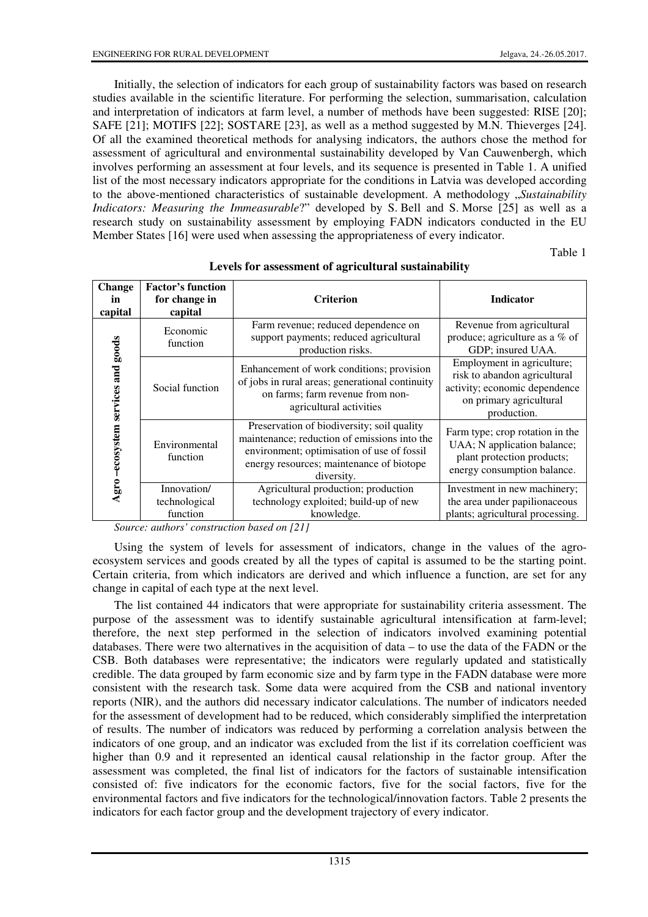Initially, the selection of indicators for each group of sustainability factors was based on research studies available in the scientific literature. For performing the selection, summarisation, calculation and interpretation of indicators at farm level, a number of methods have been suggested: RISE [20]; SAFE [21]; MOTIFS [22]; SOSTARE [23], as well as a method suggested by M.N. Thieverges [24]. Of all the examined theoretical methods for analysing indicators, the authors chose the method for assessment of agricultural and environmental sustainability developed by Van Cauwenbergh, which involves performing an assessment at four levels, and its sequence is presented in Table 1. A unified list of the most necessary indicators appropriate for the conditions in Latvia was developed according to the above-mentioned characteristics of sustainable development. A methodology „*Sustainability Indicators: Measuring the Immeasurable*?" developed by S. Bell and S. Morse [25] as well as a research study on sustainability assessment by employing FADN indicators conducted in the EU Member States [16] were used when assessing the appropriateness of every indicator.

Table 1

**Levels for assessment of agricultural sustainability**

| Change in capital | Factor's function for change in capital | Criterion | Indicator |
|---|---|---|---|
| Agro –ecosystem services and goods | Economic function | Farm revenue; reduced dependence on support payments; reduced agricultural production risks. | Revenue from agricultural produce; agriculture as a % of GDP; insured UAA. |
| | Social function | Enhancement of work conditions; provision of jobs in rural areas; generational continuity on farms; farm revenue from non-agricultural activities | Employment in agriculture; risk to abandon agricultural activity; economic dependence on primary agricultural production. |
| | Environmental function | Preservation of biodiversity; soil quality maintenance; reduction of emissions into the environment; optimisation of use of fossil energy resources; maintenance of biotope diversity. | Farm type; crop rotation in the UAA; N application balance; plant protection products; energy consumption balance. |
| | Innovation/ technological function | Agricultural production; production technology exploited; build-up of new knowledge. | Investment in new machinery; the area under papilionaceous plants; agricultural processing. |

*Source: authors' construction based on [21]*

Using the system of levels for assessment of indicators, change in the values of the agro-ecosystem services and goods created by all the types of capital is assumed to be the starting point. Certain criteria, from which indicators are derived and which influence a function, are set for any change in capital of each type at the next level.

The list contained 44 indicators that were appropriate for sustainability criteria assessment. The purpose of the assessment was to identify sustainable agricultural intensification at farm-level; therefore, the next step performed in the selection of indicators involved examining potential databases. There were two alternatives in the acquisition of data – to use the data of the FADN or the CSB. Both databases were representative; the indicators were regularly updated and statistically credible. The data grouped by farm economic size and by farm type in the FADN database were more consistent with the research task. Some data were acquired from the CSB and national inventory reports (NIR), and the authors did necessary indicator calculations. The number of indicators needed for the assessment of development had to be reduced, which considerably simplified the interpretation of results. The number of indicators was reduced by performing a correlation analysis between the indicators of one group, and an indicator was excluded from the list if its correlation coefficient was higher than 0.9 and it represented an identical causal relationship in the factor group. After the assessment was completed, the final list of indicators for the factors of sustainable intensification consisted of: five indicators for the economic factors, five for the social factors, five for the environmental factors and five indicators for the technological/innovation factors. Table 2 presents the indicators for each factor group and the development trajectory of every indicator.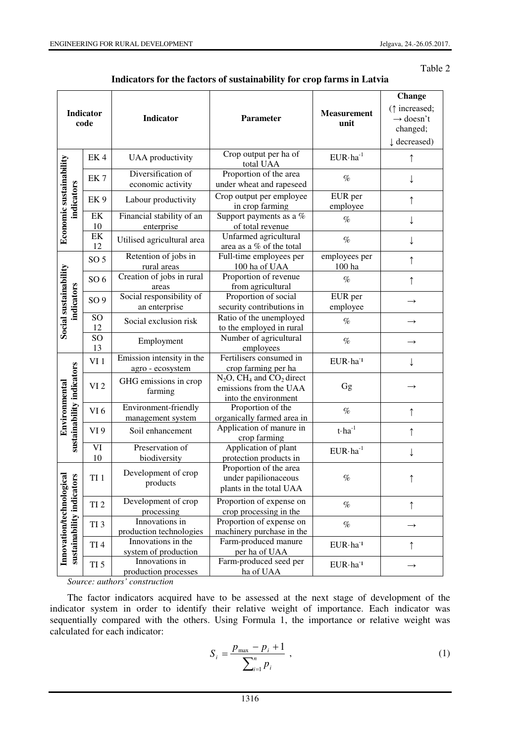Table 2

**Indicators for the factors of sustainability for crop farms in Latvia**

| Indicator code | | Indicator | Parameter | Measurement unit | Change (↑ increased; → doesn't changed; ↓ decreased) |
|---|---|---|---|---|---|
| Economic sustainability indicators | EK 4 | UAA productivity | Crop output per ha of total UAA | EUR·ha$^{-1}$ | ↑ |
| | EK 7 | Diversification of economic activity | Proportion of the area under wheat and rapeseed | % | ↓ |
| | EK 9 | Labour productivity | Crop output per employee in crop farming | EUR per employee | ↑ |
| | EK 10 | Financial stability of an enterprise | Support payments as a % of total revenue | % | ↓ |
| | EK 12 | Utilised agricultural area | Unfarmed agricultural area as a % of the total | % | ↓ |
| Social sustainability indicators | SO 5 | Retention of jobs in rural areas | Full-time employees per 100 ha of UAA | employees per 100 ha | ↑ |
| | SO 6 | Creation of jobs in rural areas | Proportion of revenue from agricultural | % | ↑ |
| | SO 9 | Social responsibility of an enterprise | Proportion of social security contributions in | EUR per employee | → |
| | SO 12 | Social exclusion risk | Ratio of the unemployed to the employed in rural | % | → |
| | SO 13 | Employment | Number of agricultural employees | % | → |
| Environmental sustainability indicators | VI 1 | Emission intensity in the agro - ecosystem | Fertilisers consumed in crop farming per ha | EUR·ha$^{-1}$ | ↓ |
| | VI 2 | GHG emissions in crop farming | $N_2O$, $CH_4$ and $CO_2$ direct emissions from the UAA into the environment | Gg | → |
| | VI 6 | Environment-friendly management system | Proportion of the organically farmed area in | % | ↑ |
| | VI 9 | Soil enhancement | Application of manure in crop farming | t·ha$^{-1}$ | ↑ |
| | VI 10 | Preservation of biodiversity | Application of plant protection products in | EUR·ha$^{-1}$ | ↓ |
| Innovation/technological sustainability indicators | TI 1 | Development of crop products | Proportion of the area under papilionaceous plants in the total UAA | % | ↑ |
| | TI 2 | Development of crop processing | Proportion of expense on crop processing in the | % | ↑ |
| | TI 3 | Innovations in production technologies | Proportion of expense on machinery purchase in the | % | → |
| | TI 4 | Innovations in the system of production | Farm-produced manure per ha of UAA | EUR·ha$^{-1}$ | ↑ |
| | TI 5 | Innovations in production processes | Farm-produced seed per ha of UAA | EUR·ha$^{-1}$ | → |

*Source: authors' construction*

The factor indicators acquired have to be assessed at the next stage of development of the indicator system in order to identify their relative weight of importance. Each indicator was sequentially compared with the others. Using Formula 1, the importance or relative weight was calculated for each indicator:

$$S_i = \frac{p_{\max} - p_i + 1}{\sum_{i=1}^{n} p_i}, \tag{1}$$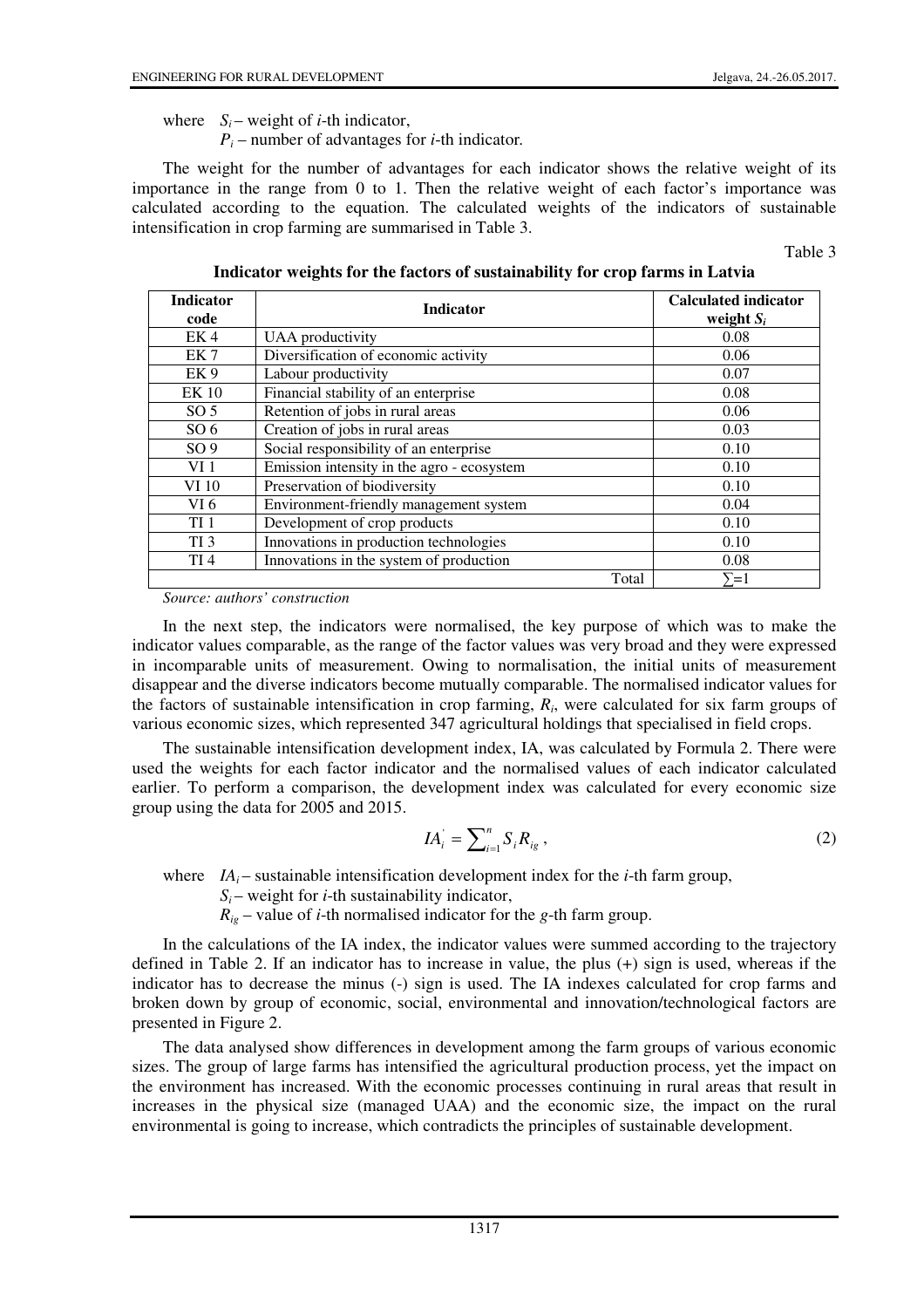where $S_i$ – weight of *i*-th indicator,

$P_i$ – number of advantages for *i*-th indicator.

The weight for the number of advantages for each indicator shows the relative weight of its importance in the range from 0 to 1. Then the relative weight of each factor's importance was calculated according to the equation. The calculated weights of the indicators of sustainable intensification in crop farming are summarised in Table 3.

Table 3

**Indicator weights for the factors of sustainability for crop farms in Latvia**

| Indicator code | Indicator | Calculated indicator weight $S_i$ |
|---|---|---|
| EK 4 | UAA productivity | 0.08 |
| EK 7 | Diversification of economic activity | 0.06 |
| EK 9 | Labour productivity | 0.07 |
| EK 10 | Financial stability of an enterprise | 0.08 |
| SO 5 | Retention of jobs in rural areas | 0.06 |
| SO 6 | Creation of jobs in rural areas | 0.03 |
| SO 9 | Social responsibility of an enterprise | 0.10 |
| VI 1 | Emission intensity in the agro - ecosystem | 0.10 |
| VI 10 | Preservation of biodiversity | 0.10 |
| VI 6 | Environment-friendly management system | 0.04 |
| TI 1 | Development of crop products | 0.10 |
| TI 3 | Innovations in production technologies | 0.10 |
| TI 4 | Innovations in the system of production | 0.08 |
| | Total | $\sum=1$ |

*Source: authors' construction*

In the next step, the indicators were normalised, the key purpose of which was to make the indicator values comparable, as the range of the factor values was very broad and they were expressed in incomparable units of measurement. Owing to normalisation, the initial units of measurement disappear and the diverse indicators become mutually comparable. The normalised indicator values for the factors of sustainable intensification in crop farming, $R_i$, were calculated for six farm groups of various economic sizes, which represented 347 agricultural holdings that specialised in field crops.

The sustainable intensification development index, IA, was calculated by Formula 2. There were used the weights for each factor indicator and the normalised values of each indicator calculated earlier. To perform a comparison, the development index was calculated for every economic size group using the data for 2005 and 2015.

$$IA_i^{'} = \sum_{i=1}^{n} S_i R_{ig}, \tag{2}$$

where $IA_i$ – sustainable intensification development index for the *i*-th farm group,

$S_i$ – weight for *i*-th sustainability indicator,

$R_{ig}$ – value of *i*-th normalised indicator for the *g*-th farm group.

In the calculations of the IA index, the indicator values were summed according to the trajectory defined in Table 2. If an indicator has to increase in value, the plus (+) sign is used, whereas if the indicator has to decrease the minus (-) sign is used. The IA indexes calculated for crop farms and broken down by group of economic, social, environmental and innovation/technological factors are presented in Figure 2.

The data analysed show differences in development among the farm groups of various economic sizes. The group of large farms has intensified the agricultural production process, yet the impact on the environment has increased. With the economic processes continuing in rural areas that result in increases in the physical size (managed UAA) and the economic size, the impact on the rural environmental is going to increase, which contradicts the principles of sustainable development.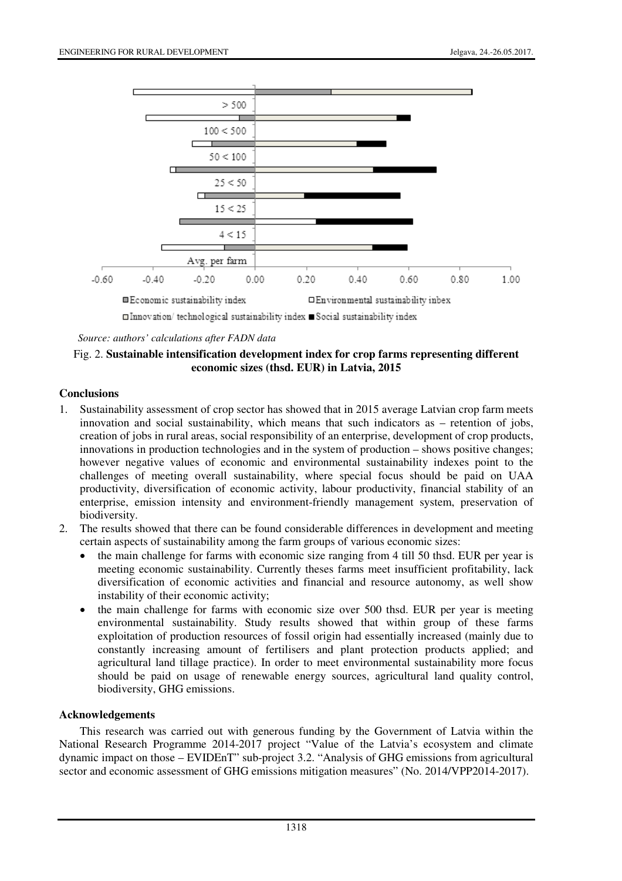*Source: authors' calculations after FADN data*

Fig. 2. **Sustainable intensification development index for crop farms representing different economic sizes (thsd. EUR) in Latvia, 2015**

### Conclusions

1. Sustainability assessment of crop sector has showed that in 2015 average Latvian crop farm meets innovation and social sustainability, which means that such indicators as – retention of jobs, creation of jobs in rural areas, social responsibility of an enterprise, development of crop products, innovations in production technologies and in the system of production – shows positive changes; however negative values of economic and environmental sustainability indexes point to the challenges of meeting overall sustainability, where special focus should be paid on UAA productivity, diversification of economic activity, labour productivity, financial stability of an enterprise, emission intensity and environment-friendly management system, preservation of biodiversity.
2. The results showed that there can be found considerable differences in development and meeting certain aspects of sustainability among the farm groups of various economic sizes:
   - the main challenge for farms with economic size ranging from 4 till 50 thsd. EUR per year is meeting economic sustainability. Currently theses farms meet insufficient profitability, lack diversification of economic activities and financial and resource autonomy, as well show instability of their economic activity;
   - the main challenge for farms with economic size over 500 thsd. EUR per year is meeting environmental sustainability. Study results showed that within group of these farms exploitation of production resources of fossil origin had essentially increased (mainly due to constantly increasing amount of fertilisers and plant protection products applied; and agricultural land tillage practice). In order to meet environmental sustainability more focus should be paid on usage of renewable energy sources, agricultural land quality control, biodiversity, GHG emissions.

### Acknowledgements

This research was carried out with generous funding by the Government of Latvia within the National Research Programme 2014-2017 project "Value of the Latvia's ecosystem and climate dynamic impact on those – EVIDEnT" sub-project 3.2. "Analysis of GHG emissions from agricultural sector and economic assessment of GHG emissions mitigation measures" (No. 2014/VPP2014-2017).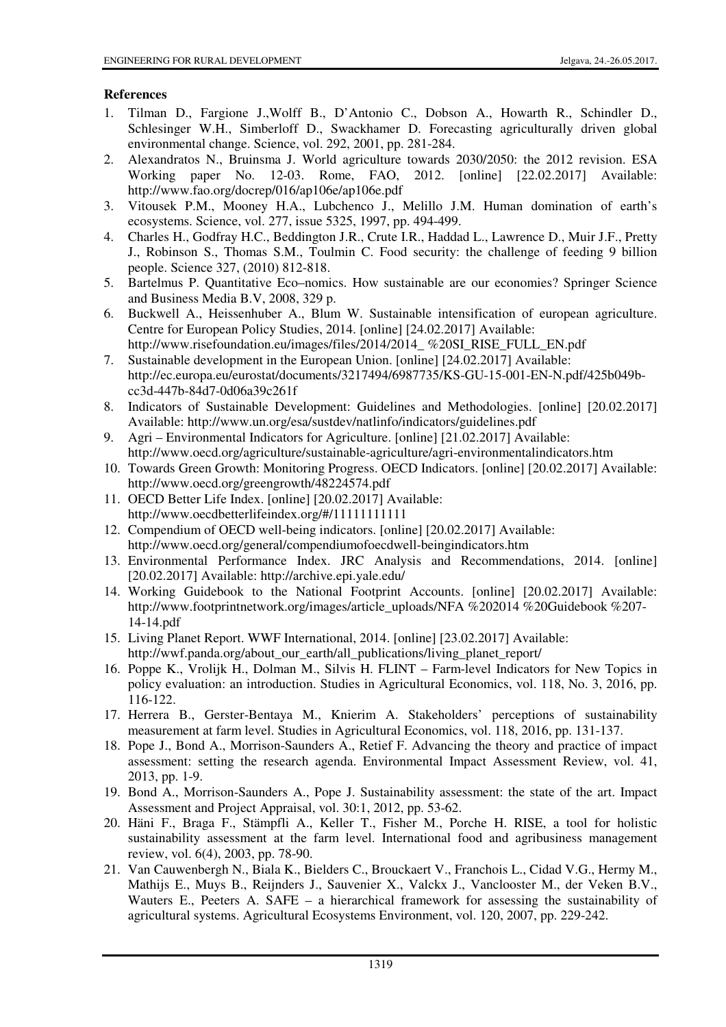**References**

1. Tilman D., Fargione J.,Wolff B., D'Antonio C., Dobson A., Howarth R., Schindler D., Schlesinger W.H., Simberloff D., Swackhamer D. Forecasting agriculturally driven global environmental change. Science, vol. 292, 2001, pp. 281-284.
2. Alexandratos N., Bruinsma J. World agriculture towards 2030/2050: the 2012 revision. ESA Working paper No. 12-03. Rome, FAO, 2012. [online] [22.02.2017] Available: http://www.fao.org/docrep/016/ap106e/ap106e.pdf
3. Vitousek P.M., Mooney H.A., Lubchenco J., Melillo J.M. Human domination of earth's ecosystems. Science, vol. 277, issue 5325, 1997, pp. 494-499.
4. Charles H., Godfray H.C., Beddington J.R., Crute I.R., Haddad L., Lawrence D., Muir J.F., Pretty J., Robinson S., Thomas S.M., Toulmin C. Food security: the challenge of feeding 9 billion people. Science 327, (2010) 812-818.
5. Bartelmus P. Quantitative Eco–nomics. How sustainable are our economies? Springer Science and Business Media B.V, 2008, 329 p.
6. Buckwell A., Heissenhuber A., Blum W. Sustainable intensification of european agriculture. Centre for European Policy Studies, 2014. [online] [24.02.2017] Available: http://www.risefoundation.eu/images/files/2014/2014_ %20SI_RISE_FULL_EN.pdf
7. Sustainable development in the European Union. [online] [24.02.2017] Available: http://ec.europa.eu/eurostat/documents/3217494/6987735/KS-GU-15-001-EN-N.pdf/425b049b-cc3d-447b-84d7-0d06a39c261f
8. Indicators of Sustainable Development: Guidelines and Methodologies. [online] [20.02.2017] Available: http://www.un.org/esa/sustdev/natlinfo/indicators/guidelines.pdf
9. Agri – Environmental Indicators for Agriculture. [online] [21.02.2017] Available: http://www.oecd.org/agriculture/sustainable-agriculture/agri-environmentalindicators.htm
10. Towards Green Growth: Monitoring Progress. OECD Indicators. [online] [20.02.2017] Available: http://www.oecd.org/greengrowth/48224574.pdf
11. OECD Better Life Index. [online] [20.02.2017] Available: http://www.oecdbetterlifeindex.org/#/11111111111
12. Compendium of OECD well-being indicators. [online] [20.02.2017] Available: http://www.oecd.org/general/compendiumofoecdwell-beingindicators.htm
13. Environmental Performance Index. JRC Analysis and Recommendations, 2014. [online] [20.02.2017] Available: http://archive.epi.yale.edu/
14. Working Guidebook to the National Footprint Accounts. [online] [20.02.2017] Available: http://www.footprintnetwork.org/images/article_uploads/NFA %202014 %20Guidebook %207-14-14.pdf
15. Living Planet Report. WWF International, 2014. [online] [23.02.2017] Available: http://wwf.panda.org/about_our_earth/all_publications/living_planet_report/
16. Poppe K., Vrolijk H., Dolman M., Silvis H. FLINT – Farm-level Indicators for New Topics in policy evaluation: an introduction. Studies in Agricultural Economics, vol. 118, No. 3, 2016, pp. 116-122.
17. Herrera B., Gerster-Bentaya M., Knierim A. Stakeholders' perceptions of sustainability measurement at farm level. Studies in Agricultural Economics, vol. 118, 2016, pp. 131-137.
18. Pope J., Bond A., Morrison-Saunders A., Retief F. Advancing the theory and practice of impact assessment: setting the research agenda. Environmental Impact Assessment Review, vol. 41, 2013, pp. 1-9.
19. Bond A., Morrison-Saunders A., Pope J. Sustainability assessment: the state of the art. Impact Assessment and Project Appraisal, vol. 30:1, 2012, pp. 53-62.
20. Häni F., Braga F., Stämpfli A., Keller T., Fisher M., Porche H. RISE, a tool for holistic sustainability assessment at the farm level. International food and agribusiness management review, vol. 6(4), 2003, pp. 78-90.
21. Van Cauwenbergh N., Biala K., Bielders C., Brouckaert V., Franchois L., Cidad V.G., Hermy M., Mathijs E., Muys B., Reijnders J., Sauvenier X., Valckx J., Vanclooster M., der Veken B.V., Wauters E., Peeters A. SAFE – a hierarchical framework for assessing the sustainability of agricultural systems. Agricultural Ecosystems Environment, vol. 120, 2007, pp. 229-242.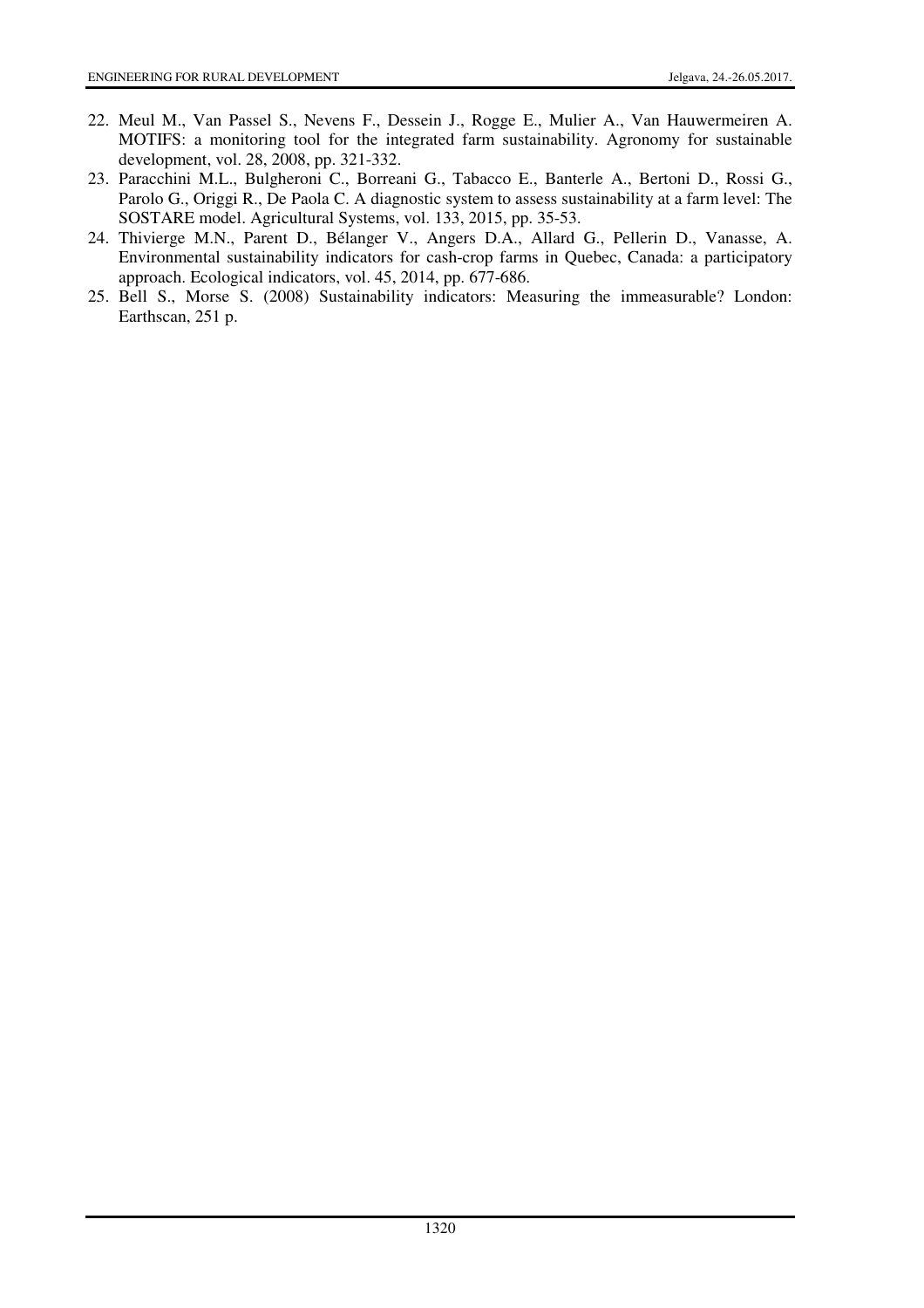22. Meul M., Van Passel S., Nevens F., Dessein J., Rogge E., Mulier A., Van Hauwermeiren A. MOTIFS: a monitoring tool for the integrated farm sustainability. Agronomy for sustainable development, vol. 28, 2008, pp. 321-332.
23. Paracchini M.L., Bulgheroni C., Borreani G., Tabacco E., Banterle A., Bertoni D., Rossi G., Parolo G., Origgi R., De Paola C. A diagnostic system to assess sustainability at a farm level: The SOSTARE model. Agricultural Systems, vol. 133, 2015, pp. 35-53.
24. Thivierge M.N., Parent D., Bélanger V., Angers D.A., Allard G., Pellerin D., Vanasse, A. Environmental sustainability indicators for cash-crop farms in Quebec, Canada: a participatory approach. Ecological indicators, vol. 45, 2014, pp. 677-686.
25. Bell S., Morse S. (2008) Sustainability indicators: Measuring the immeasurable? London: Earthscan, 251 p.